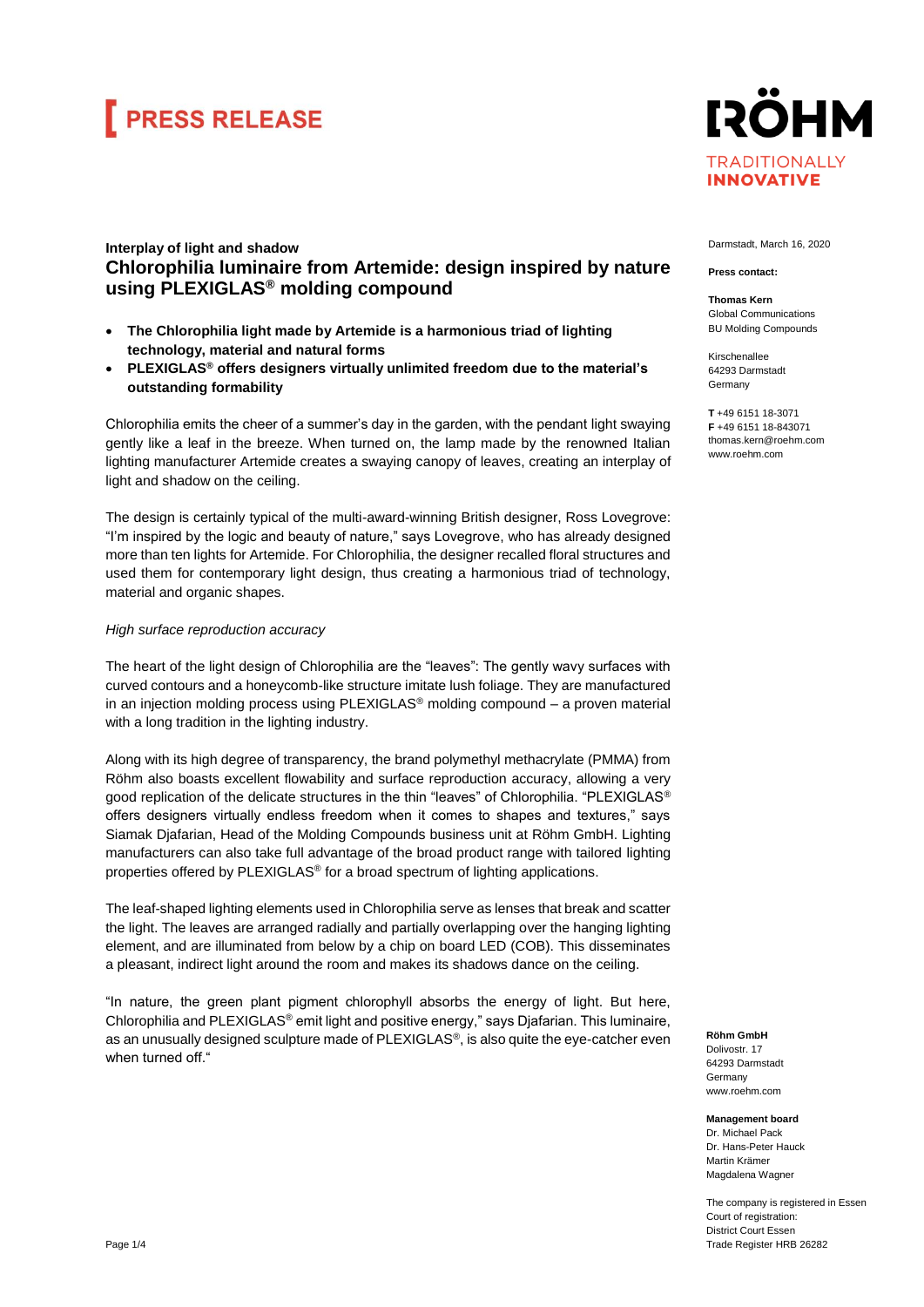# PRESS RELEASE

**RÖHM**
TRADITIONALLY
**INNOVATIVE**

Darmstadt, March 16, 2020

**Press contact:**

**Thomas Kern**
Global Communications
BU Molding Compounds

Kirschenallee
64293 Darmstadt
Germany

**T** +49 6151 18-3071
**F** +49 6151 18-843071
thomas.kern@roehm.com
www.roehm.com

### Interplay of light and shadow

## Chlorophilia luminaire from Artemide: design inspired by nature using PLEXIGLAS® molding compound

- **The Chlorophilia light made by Artemide is a harmonious triad of lighting technology, material and natural forms**
- **PLEXIGLAS® offers designers virtually unlimited freedom due to the material's outstanding formability**

Chlorophilia emits the cheer of a summer's day in the garden, with the pendant light swaying gently like a leaf in the breeze. When turned on, the lamp made by the renowned Italian lighting manufacturer Artemide creates a swaying canopy of leaves, creating an interplay of light and shadow on the ceiling.

The design is certainly typical of the multi-award-winning British designer, Ross Lovegrove: "I'm inspired by the logic and beauty of nature," says Lovegrove, who has already designed more than ten lights for Artemide. For Chlorophilia, the designer recalled floral structures and used them for contemporary light design, thus creating a harmonious triad of technology, material and organic shapes.

*High surface reproduction accuracy*

The heart of the light design of Chlorophilia are the "leaves": The gently wavy surfaces with curved contours and a honeycomb-like structure imitate lush foliage. They are manufactured in an injection molding process using PLEXIGLAS® molding compound – a proven material with a long tradition in the lighting industry.

Along with its high degree of transparency, the brand polymethyl methacrylate (PMMA) from Röhm also boasts excellent flowability and surface reproduction accuracy, allowing a very good replication of the delicate structures in the thin "leaves" of Chlorophilia. "PLEXIGLAS® offers designers virtually endless freedom when it comes to shapes and textures," says Siamak Djafarian, Head of the Molding Compounds business unit at Röhm GmbH. Lighting manufacturers can also take full advantage of the broad product range with tailored lighting properties offered by PLEXIGLAS® for a broad spectrum of lighting applications.

The leaf-shaped lighting elements used in Chlorophilia serve as lenses that break and scatter the light. The leaves are arranged radially and partially overlapping over the hanging lighting element, and are illuminated from below by a chip on board LED (COB). This disseminates a pleasant, indirect light around the room and makes its shadows dance on the ceiling.

"In nature, the green plant pigment chlorophyll absorbs the energy of light. But here, Chlorophilia and PLEXIGLAS® emit light and positive energy," says Djafarian. This luminaire, as an unusually designed sculpture made of PLEXIGLAS®, is also quite the eye-catcher even when turned off."

**Röhm GmbH**
Dolivostr. 17
64293 Darmstadt
Germany
www.roehm.com

**Management board**
Dr. Michael Pack
Dr. Hans-Peter Hauck
Martin Krämer
Magdalena Wagner

The company is registered in Essen
Court of registration:
District Court Essen
Trade Register HRB 26282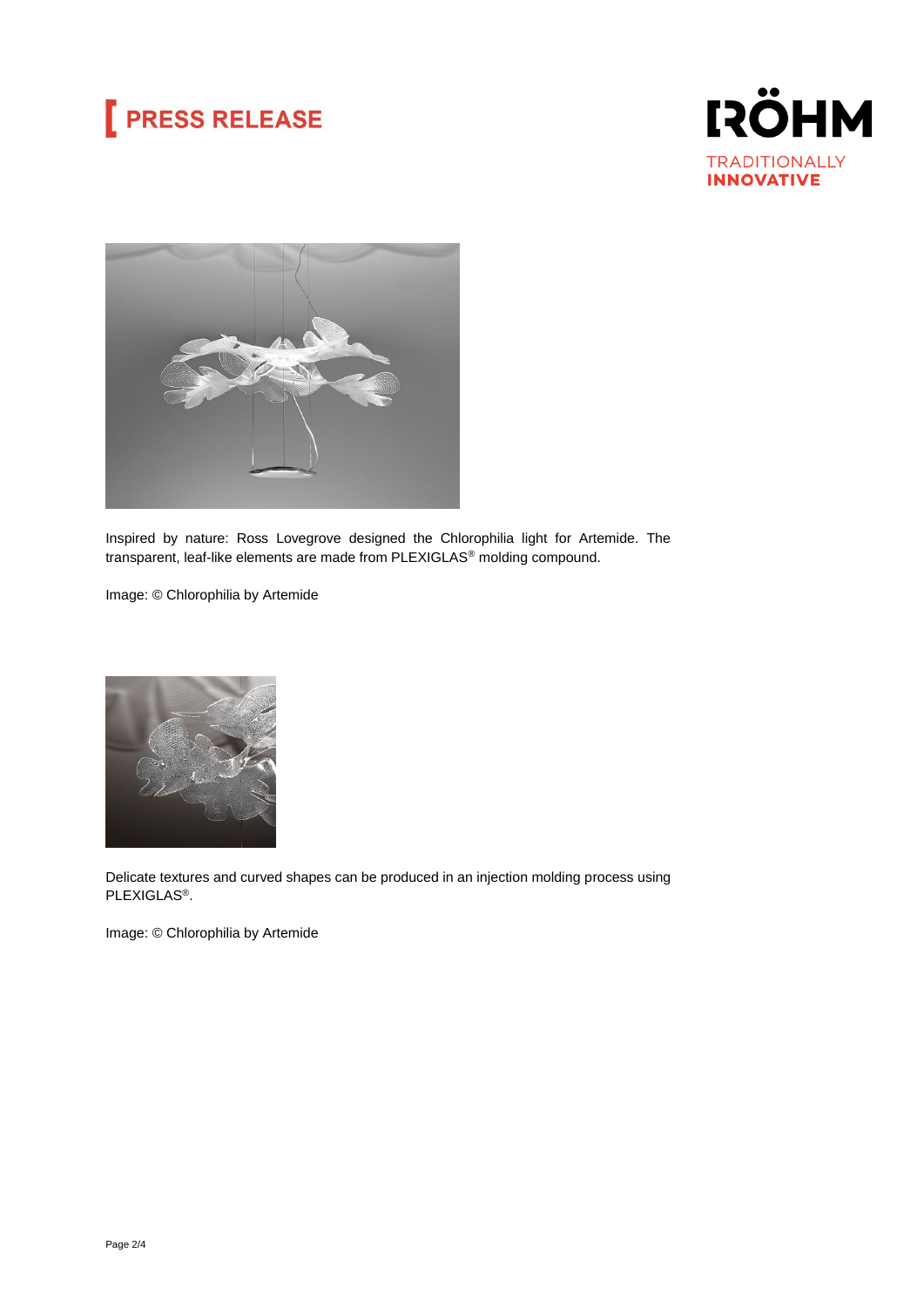Inspired by nature: Ross Lovegrove designed the Chlorophilia light for Artemide. The transparent, leaf-like elements are made from PLEXIGLAS® molding compound.

Image: © Chlorophilia by Artemide

Delicate textures and curved shapes can be produced in an injection molding process using PLEXIGLAS®.

Image: © Chlorophilia by Artemide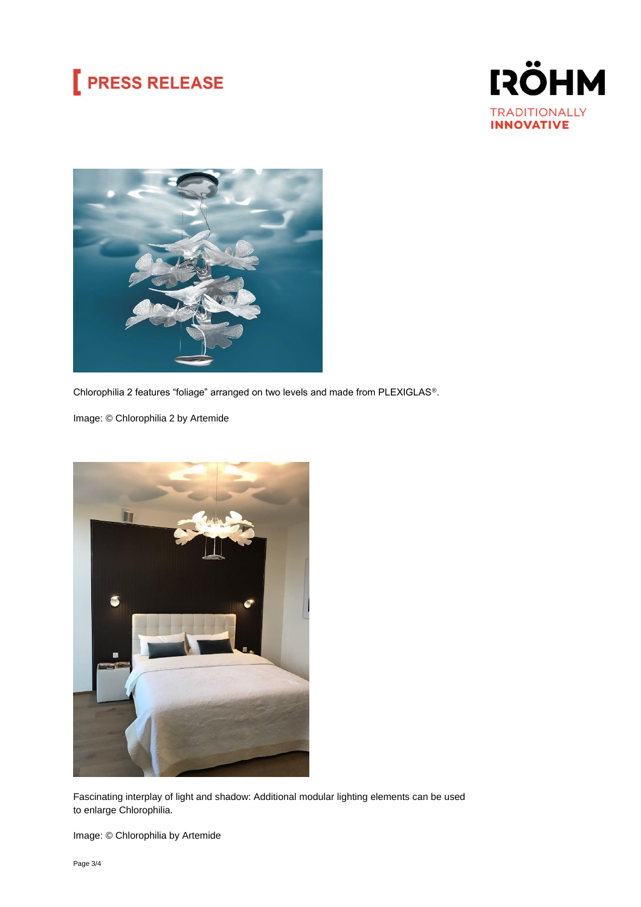Chlorophilia 2 features “foliage” arranged on two levels and made from PLEXIGLAS®.

Image: © Chlorophilia 2 by Artemide

Fascinating interplay of light and shadow: Additional modular lighting elements can be used to enlarge Chlorophilia.

Image: © Chlorophilia by Artemide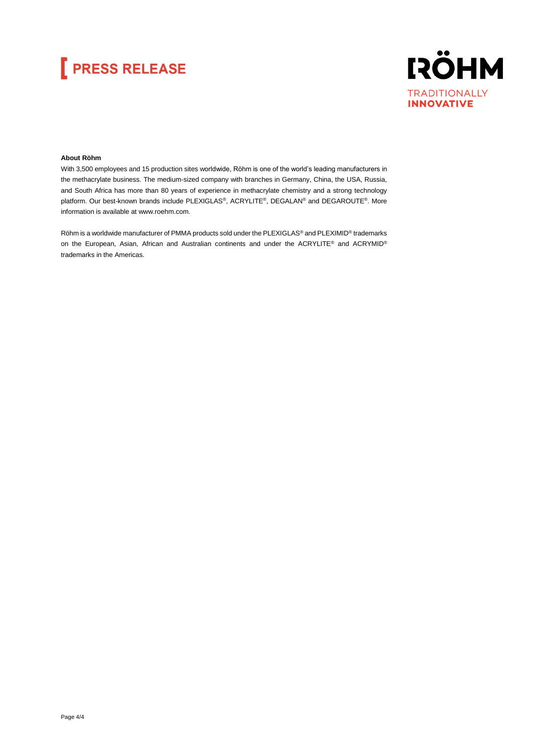**About Röhm**

With 3,500 employees and 15 production sites worldwide, Röhm is one of the world's leading manufacturers in the methacrylate business. The medium-sized company with branches in Germany, China, the USA, Russia, and South Africa has more than 80 years of experience in methacrylate chemistry and a strong technology platform. Our best-known brands include PLEXIGLAS®, ACRYLITE®, DEGALAN® and DEGAROUTE®. More information is available at www.roehm.com.

Röhm is a worldwide manufacturer of PMMA products sold under the PLEXIGLAS® and PLEXIMID® trademarks on the European, Asian, African and Australian continents and under the ACRYLITE® and ACRYMID® trademarks in the Americas.